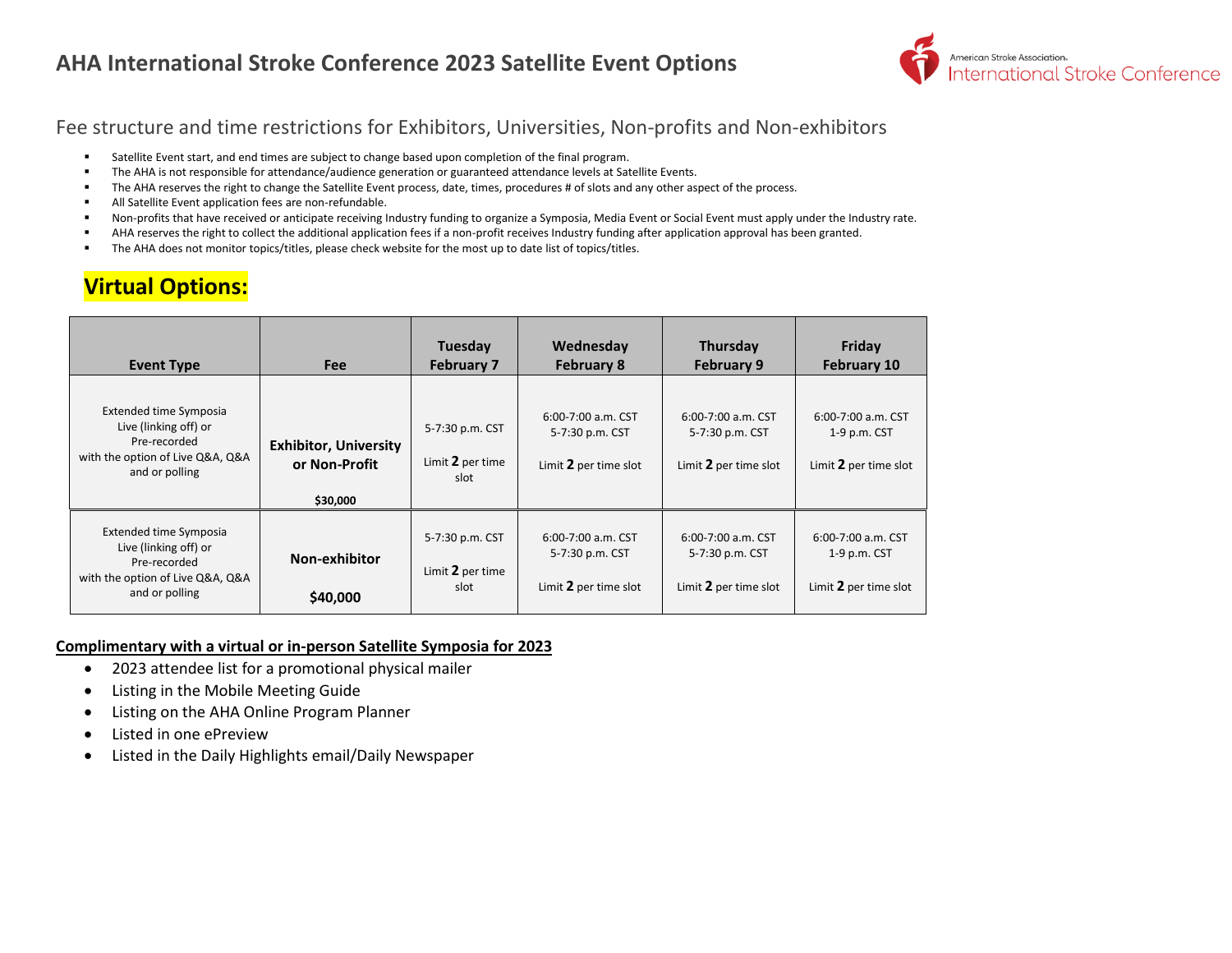# AHA International Stroke Conference 2023 Satellite Event Options

## Fee structure and time restrictions for Exhibitors, Universities, Non-profits and Non-exhibitors

- Satellite Event start, and end times are subject to change based upon completion of the final program.
- The AHA is not responsible for attendance/audience generation or guaranteed attendance levels at Satellite Events.
- The AHA reserves the right to change the Satellite Event process, date, times, procedures # of slots and any other aspect of the process.
- All Satellite Event application fees are non-refundable.
- Non-profits that have received or anticipate receiving Industry funding to organize a Symposia, Media Event or Social Event must apply under the Industry rate.
- AHA reserves the right to collect the additional application fees if a non-profit receives Industry funding after application approval has been granted.
- The AHA does not monitor topics/titles, please check website for the most up to date list of topics/titles.

## Virtual Options:

| Event Type | Fee | Tuesday February 7 | Wednesday February 8 | Thursday February 9 | Friday February 10 |
|---|---|---|---|---|---|
| Extended time Symposia Live (linking off) or Pre-recorded with the option of Live Q&A, Q&A and or polling | **Exhibitor, University or Non-Profit** **$30,000** | 5-7:30 p.m. CST<br>Limit **2** per time slot | 6:00-7:00 a.m. CST<br>5-7:30 p.m. CST<br>Limit **2** per time slot | 6:00-7:00 a.m. CST<br>5-7:30 p.m. CST<br>Limit **2** per time slot | 6:00-7:00 a.m. CST<br>1-9 p.m. CST<br>Limit **2** per time slot |
| Extended time Symposia Live (linking off) or Pre-recorded with the option of Live Q&A, Q&A and or polling | **Non-exhibitor** **$40,000** | 5-7:30 p.m. CST<br>Limit **2** per time slot | 6:00-7:00 a.m. CST<br>5-7:30 p.m. CST<br>Limit **2** per time slot | 6:00-7:00 a.m. CST<br>5-7:30 p.m. CST<br>Limit **2** per time slot | 6:00-7:00 a.m. CST<br>1-9 p.m. CST<br>Limit **2** per time slot |

**Complimentary with a virtual or in-person Satellite Symposia for 2023**

- 2023 attendee list for a promotional physical mailer
- Listing in the Mobile Meeting Guide
- Listing on the AHA Online Program Planner
- Listed in one ePreview
- Listed in the Daily Highlights email/Daily Newspaper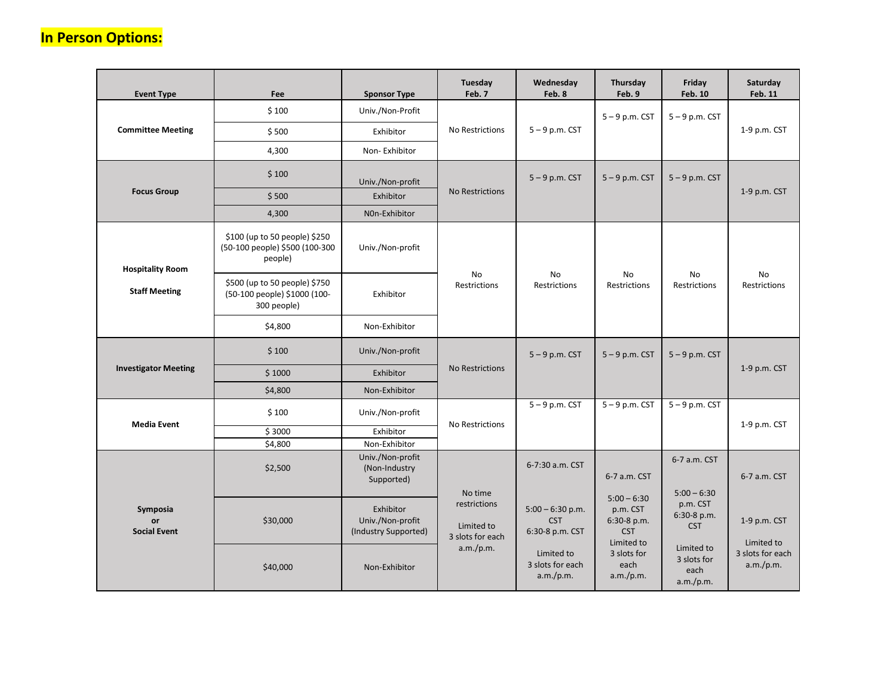## In Person Options:

| Event Type | Fee | Sponsor Type | Tuesday Feb. 7 | Wednesday Feb. 8 | Thursday Feb. 9 | Friday Feb. 10 | Saturday Feb. 11 |
|---|---|---|---|---|---|---|---|
| **Committee Meeting** | $ 100 | Univ./Non-Profit | No Restrictions | 5 – 9 p.m. CST | 5 – 9 p.m. CST | 5 – 9 p.m. CST | 1-9 p.m. CST |
| | $ 500 | Exhibitor | | | | | |
| | 4,300 | Non- Exhibitor | | | | | |
| **Focus Group** | $ 100 | Univ./Non-profit | No Restrictions | 5 – 9 p.m. CST | 5 – 9 p.m. CST | 5 – 9 p.m. CST | 1-9 p.m. CST |
| | $ 500 | Exhibitor | | | | | |
| | 4,300 | N0n-Exhibitor | | | | | |
| **Hospitality Room** **Staff Meeting** | $100 (up to 50 people) $250 (50-100 people) $500 (100-300 people) | Univ./Non-profit | No Restrictions | No Restrictions | No Restrictions | No Restrictions | No Restrictions |
| | $500 (up to 50 people) $750 (50-100 people) $1000 (100-300 people) | Exhibitor | | | | | |
| | $4,800 | Non-Exhibitor | | | | | |
| **Investigator Meeting** | $ 100 | Univ./Non-profit | No Restrictions | 5 – 9 p.m. CST | 5 – 9 p.m. CST | 5 – 9 p.m. CST | 1-9 p.m. CST |
| | $ 1000 | Exhibitor | | | | | |
| | $4,800 | Non-Exhibitor | | | | | |
| **Media Event** | $ 100 | Univ./Non-profit | No Restrictions | 5 – 9 p.m. CST | 5 – 9 p.m. CST | 5 – 9 p.m. CST | 1-9 p.m. CST |
| | $ 3000 | Exhibitor | | | | | |
| | $4,800 | Non-Exhibitor | | | | | |
| **Symposia or Social Event** | $2,500 | Univ./Non-profit (Non-Industry Supported) | No time restrictions<br><br>Limited to 3 slots for each a.m./p.m. | 6-7:30 a.m. CST<br><br>5:00 – 6:30 p.m. CST<br>6:30-8 p.m. CST<br><br>Limited to 3 slots for each a.m./p.m. | 6-7 a.m. CST<br><br>5:00 – 6:30 p.m. CST<br>6:30-8 p.m. CST<br>Limited to 3 slots for each a.m./p.m. | 6-7 a.m. CST<br><br>5:00 – 6:30 p.m. CST<br>6:30-8 p.m. CST<br><br>Limited to 3 slots for each a.m./p.m. | 6-7 a.m. CST<br><br>1-9 p.m. CST<br><br>Limited to 3 slots for each a.m./p.m. |
| | $30,000 | Exhibitor Univ./Non-profit (Industry Supported) | | | | | |
| | $40,000 | Non-Exhibitor | | | | | |